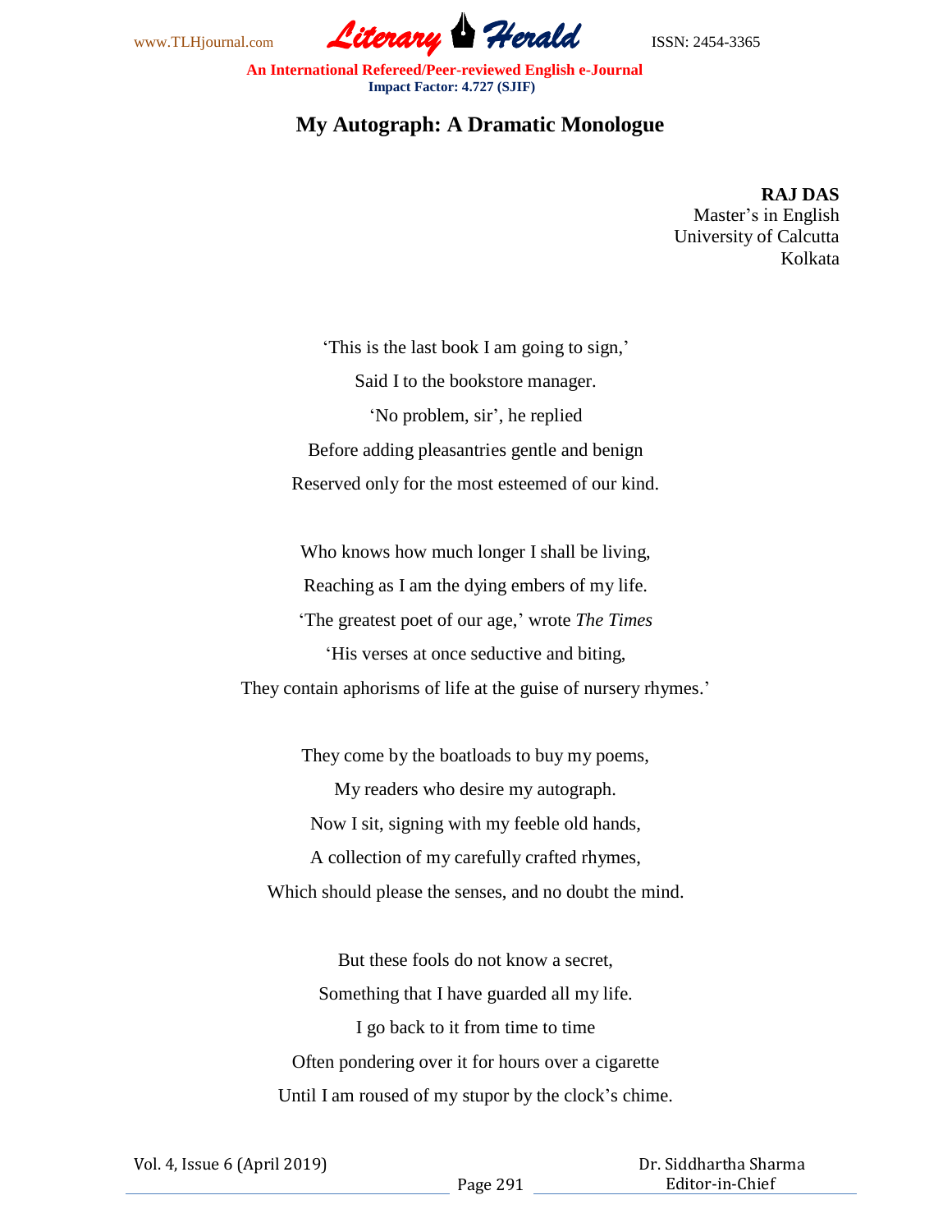# My Autograph: A Dramatic Monologue

**RAJ DAS**
Master's in English
University of Calcutta
Kolkata

'This is the last book I am going to sign,'
Said I to the bookstore manager.
'No problem, sir', he replied
Before adding pleasantries gentle and benign
Reserved only for the most esteemed of our kind.

Who knows how much longer I shall be living,
Reaching as I am the dying embers of my life.
'The greatest poet of our age,' wrote *The Times*
'His verses at once seductive and biting,
They contain aphorisms of life at the guise of nursery rhymes.'

They come by the boatloads to buy my poems,
My readers who desire my autograph.
Now I sit, signing with my feeble old hands,
A collection of my carefully crafted rhymes,
Which should please the senses, and no doubt the mind.

But these fools do not know a secret,
Something that I have guarded all my life.
I go back to it from time to time
Often pondering over it for hours over a cigarette
Until I am roused of my stupor by the clock's chime.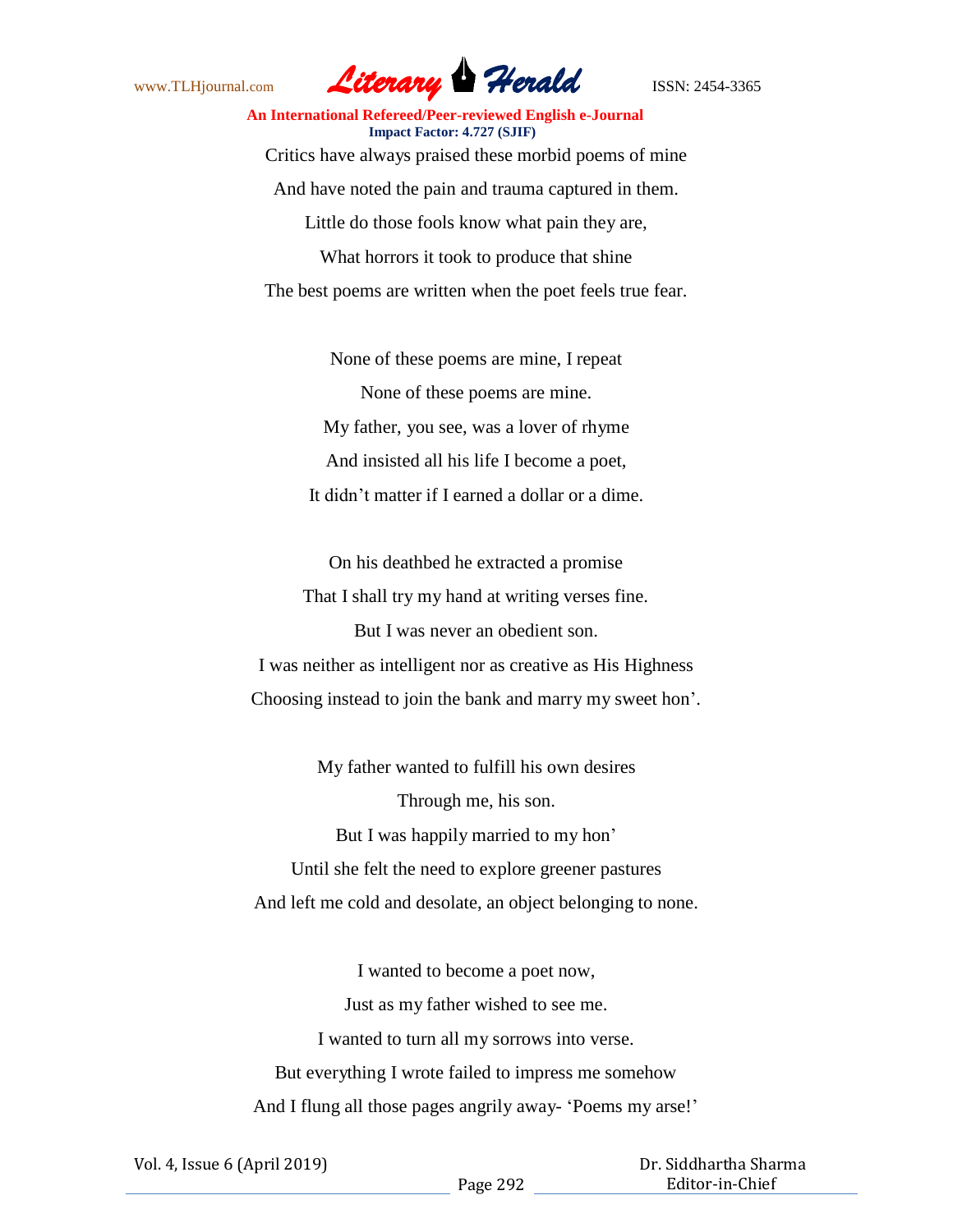Critics have always praised these morbid poems of mine

And have noted the pain and trauma captured in them.

Little do those fools know what pain they are,

What horrors it took to produce that shine

The best poems are written when the poet feels true fear.

None of these poems are mine, I repeat

None of these poems are mine.

My father, you see, was a lover of rhyme

And insisted all his life I become a poet,

It didn't matter if I earned a dollar or a dime.

On his deathbed he extracted a promise

That I shall try my hand at writing verses fine.

But I was never an obedient son.

I was neither as intelligent nor as creative as His Highness

Choosing instead to join the bank and marry my sweet hon'.

My father wanted to fulfill his own desires

Through me, his son.

But I was happily married to my hon'

Until she felt the need to explore greener pastures

And left me cold and desolate, an object belonging to none.

I wanted to become a poet now,

Just as my father wished to see me.

I wanted to turn all my sorrows into verse.

But everything I wrote failed to impress me somehow

And I flung all those pages angrily away- 'Poems my arse!'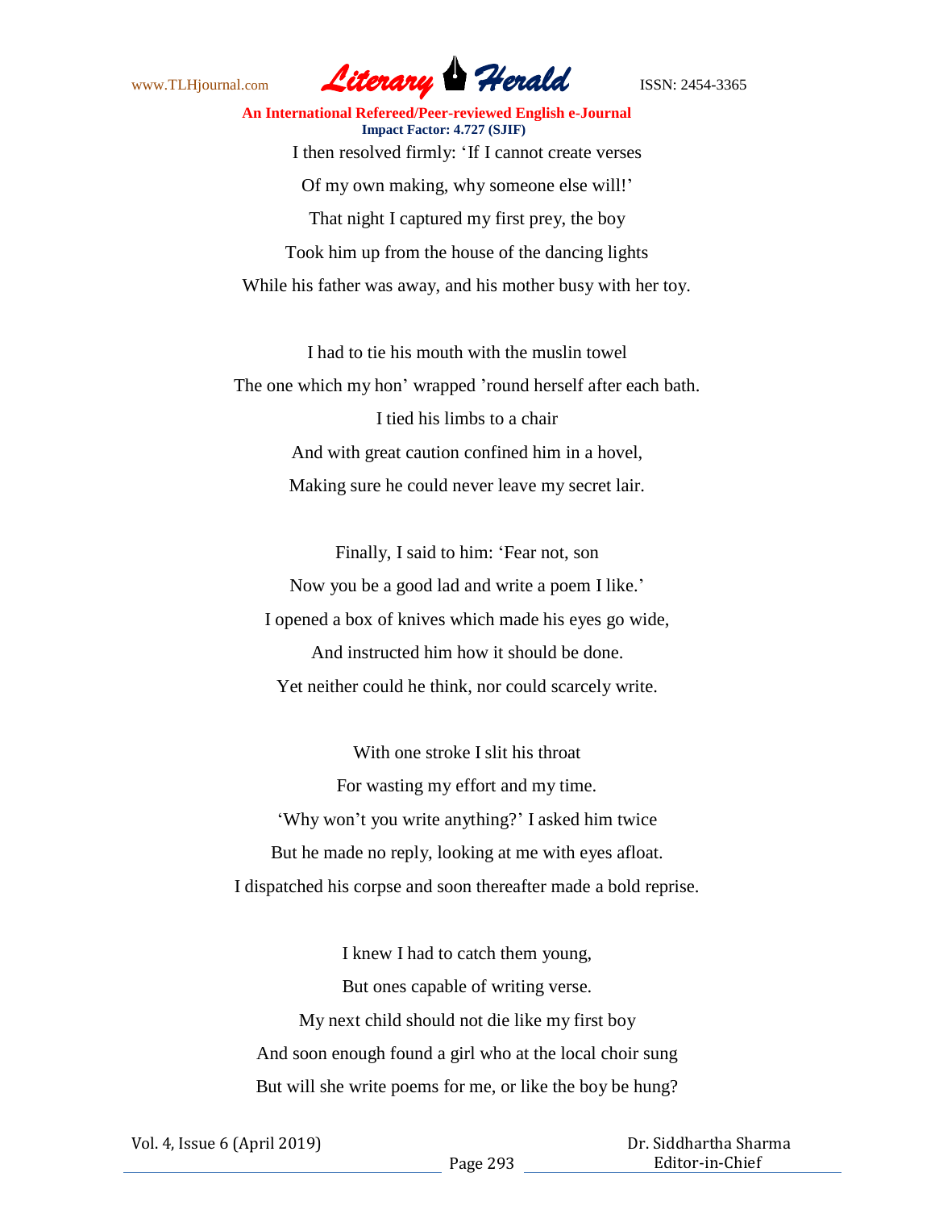I then resolved firmly: 'If I cannot create verses

Of my own making, why someone else will!'

That night I captured my first prey, the boy

Took him up from the house of the dancing lights

While his father was away, and his mother busy with her toy.

I had to tie his mouth with the muslin towel

The one which my hon' wrapped 'round herself after each bath.

I tied his limbs to a chair

And with great caution confined him in a hovel,

Making sure he could never leave my secret lair.

Finally, I said to him: 'Fear not, son

Now you be a good lad and write a poem I like.'

I opened a box of knives which made his eyes go wide,

And instructed him how it should be done.

Yet neither could he think, nor could scarcely write.

With one stroke I slit his throat

For wasting my effort and my time.

'Why won't you write anything?' I asked him twice

But he made no reply, looking at me with eyes afloat.

I dispatched his corpse and soon thereafter made a bold reprise.

I knew I had to catch them young,

But ones capable of writing verse.

My next child should not die like my first boy

And soon enough found a girl who at the local choir sung

But will she write poems for me, or like the boy be hung?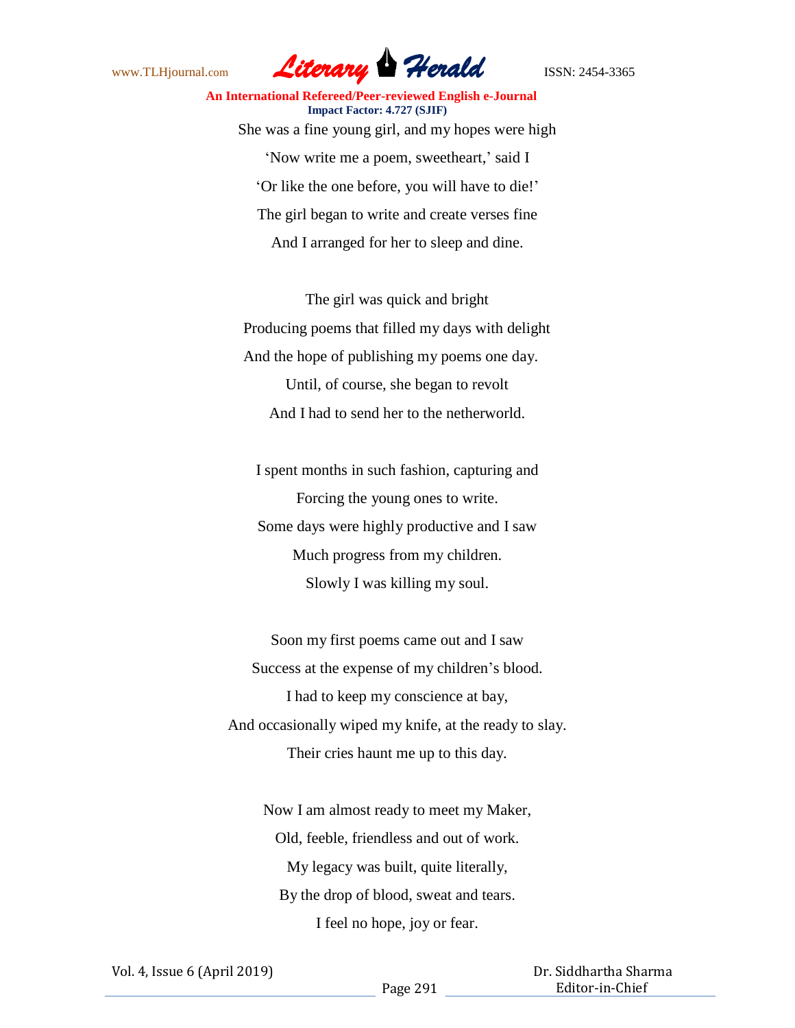She was a fine young girl, and my hopes were high

'Now write me a poem, sweetheart,' said I

'Or like the one before, you will have to die!'

The girl began to write and create verses fine

And I arranged for her to sleep and dine.

The girl was quick and bright

Producing poems that filled my days with delight

And the hope of publishing my poems one day.

Until, of course, she began to revolt

And I had to send her to the netherworld.

I spent months in such fashion, capturing and

Forcing the young ones to write.

Some days were highly productive and I saw

Much progress from my children.

Slowly I was killing my soul.

Soon my first poems came out and I saw

Success at the expense of my children's blood.

I had to keep my conscience at bay,

And occasionally wiped my knife, at the ready to slay.

Their cries haunt me up to this day.

Now I am almost ready to meet my Maker,

Old, feeble, friendless and out of work.

My legacy was built, quite literally,

By the drop of blood, sweat and tears.

I feel no hope, joy or fear.